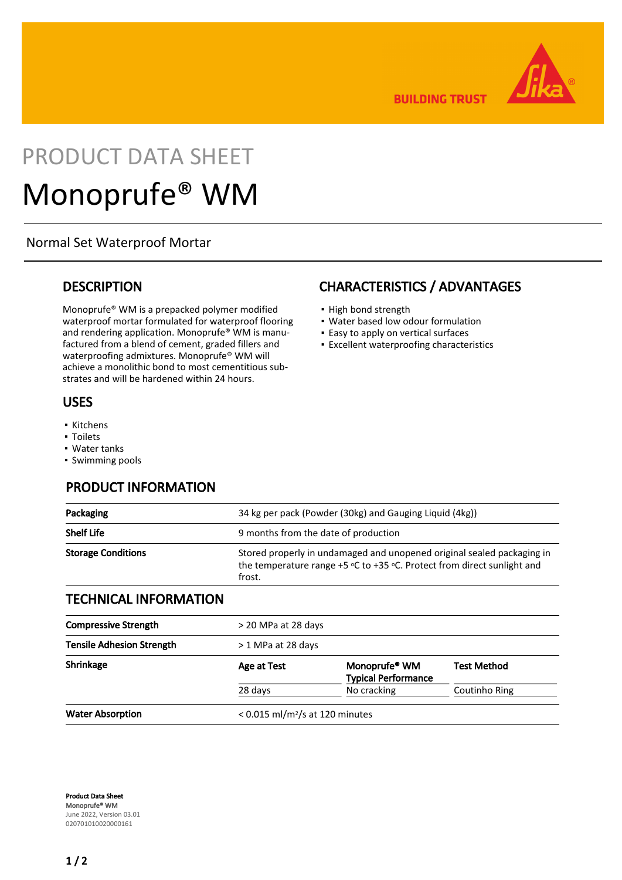PRODUCT DATA SHEET

# Monoprufe® WM

Normal Set Waterproof Mortar

## DESCRIPTION

Monoprufe® WM is a prepacked polymer modified waterproof mortar formulated for waterproof flooring and rendering application. Monoprufe® WM is manufactured from a blend of cement, graded fillers and waterproofing admixtures. Monoprufe® WM will achieve a monolithic bond to most cementitious substrates and will be hardened within 24 hours.

## USES

- Kitchens
- Toilets
- Water tanks
- Swimming pools

## CHARACTERISTICS / ADVANTAGES

- High bond strength
- Water based low odour formulation
- Easy to apply on vertical surfaces
- Excellent waterproofing characteristics

## PRODUCT INFORMATION

| | |
|---|---|
| **Packaging** | 34 kg per pack (Powder (30kg) and Gauging Liquid (4kg)) |
| **Shelf Life** | 9 months from the date of production |
| **Storage Conditions** | Stored properly in undamaged and unopened original sealed packaging in the temperature range +5 °C to +35 °C. Protect from direct sunlight and frost. |

## TECHNICAL INFORMATION

| | | | |
|---|---|---|---|
| **Compressive Strength** | > 20 MPa at 28 days | | |
| **Tensile Adhesion Strength** | > 1 MPa at 28 days | | |
| **Shrinkage** | **Age at Test** | **Monoprufe® WM Typical Performance** | **Test Method** |
| | 28 days | No cracking | Coutinho Ring |
| **Water Absorption** | < 0.015 ml/m$^2$/s at 120 minutes | | |

**Product Data Sheet**
**Monoprufe® WM**
June 2022, Version 03.01
020701010020000161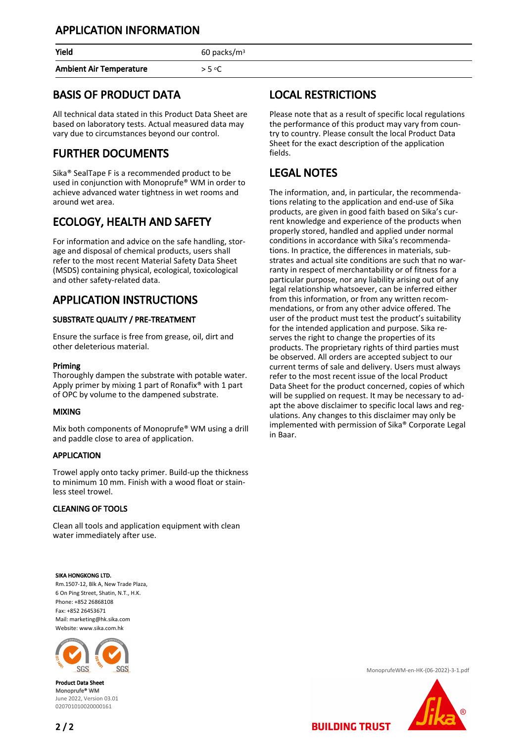## APPLICATION INFORMATION

| | |
|---|---|
| **Yield** | 60 packs/$m^3$ |
| **Ambient Air Temperature** | > 5 °C |

## BASIS OF PRODUCT DATA

All technical data stated in this Product Data Sheet are based on laboratory tests. Actual measured data may vary due to circumstances beyond our control.

## FURTHER DOCUMENTS

Sika® SealTape F is a recommended product to be used in conjunction with Monoprufe® WM in order to achieve advanced water tightness in wet rooms and around wet area.

## ECOLOGY, HEALTH AND SAFETY

For information and advice on the safe handling, storage and disposal of chemical products, users shall refer to the most recent Material Safety Data Sheet (MSDS) containing physical, ecological, toxicological and other safety-related data.

## APPLICATION INSTRUCTIONS

### SUBSTRATE QUALITY / PRE-TREATMENT

Ensure the surface is free from grease, oil, dirt and other deleterious material.

**Priming**
Thoroughly dampen the substrate with potable water. Apply primer by mixing 1 part of Ronafix® with 1 part of OPC by volume to the dampened substrate.

### MIXING

Mix both components of Monoprufe® WM using a drill and paddle close to area of application.

### APPLICATION

Trowel apply onto tacky primer. Build-up the thickness to minimum 10 mm. Finish with a wood float or stainless steel trowel.

### CLEANING OF TOOLS

Clean all tools and application equipment with clean water immediately after use.

## LOCAL RESTRICTIONS

Please note that as a result of specific local regulations the performance of this product may vary from country to country. Please consult the local Product Data Sheet for the exact description of the application fields.

## LEGAL NOTES

The information, and, in particular, the recommendations relating to the application and end-use of Sika products, are given in good faith based on Sika's current knowledge and experience of the products when properly stored, handled and applied under normal conditions in accordance with Sika's recommendations. In practice, the differences in materials, substrates and actual site conditions are such that no warranty in respect of merchantability or of fitness for a particular purpose, nor any liability arising out of any legal relationship whatsoever, can be inferred either from this information, or from any written recommendations, or from any other advice offered. The user of the product must test the product's suitability for the intended application and purpose. Sika reserves the right to change the properties of its products. The proprietary rights of third parties must be observed. All orders are accepted subject to our current terms of sale and delivery. Users must always refer to the most recent issue of the local Product Data Sheet for the product concerned, copies of which will be supplied on request. It may be necessary to adapt the above disclaimer to specific local laws and regulations. Any changes to this disclaimer may only be implemented with permission of Sika® Corporate Legal in Baar.

**SIKA HONGKONG LTD.**
Rm.1507-12, Blk A, New Trade Plaza,
6 On Ping Street, Shatin, N.T., H.K.
Phone: +852 26868108
Fax: +852 26453671
Mail: marketing@hk.sika.com
Website: www.sika.com.hk

**Product Data Sheet**
**Monoprufe® WM**
June 2022, Version 03.01
020701010020000161

MonoprufeWM-en-HK-(06-2022)-3-1.pdf

BUILDING TRUST